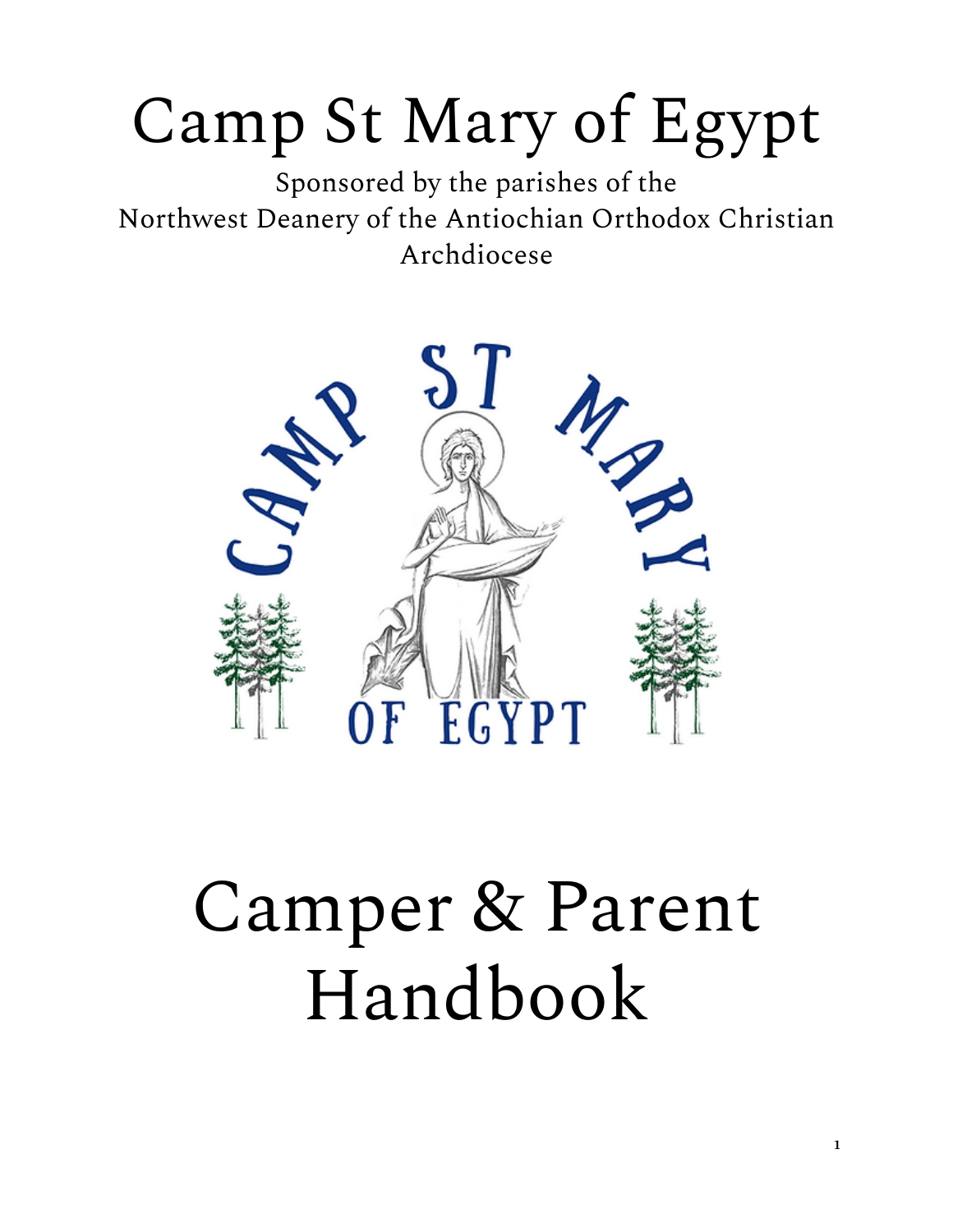# Camp St Mary of Egypt

Sponsored by the parishes of the
Northwest Deanery of the Antiochian Orthodox Christian Archdiocese

# Camper & Parent Handbook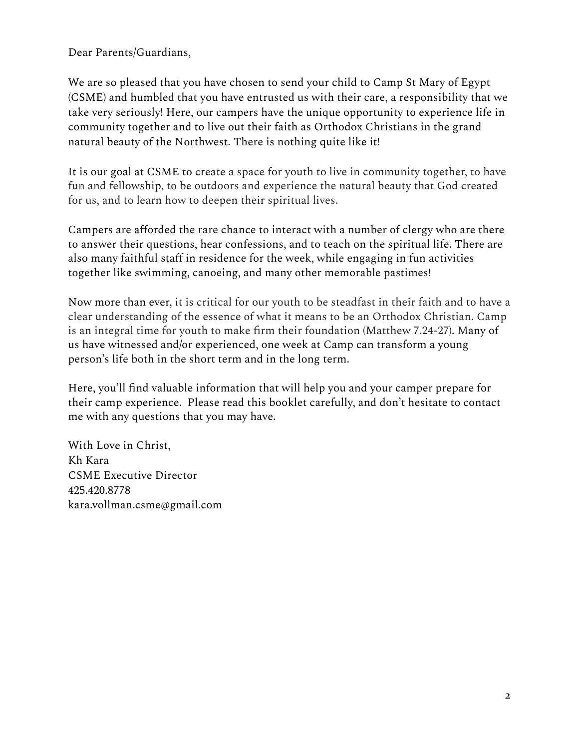Dear Parents/Guardians,

We are so pleased that you have chosen to send your child to Camp St Mary of Egypt (CSME) and humbled that you have entrusted us with their care, a responsibility that we take very seriously! Here, our campers have the unique opportunity to experience life in community together and to live out their faith as Orthodox Christians in the grand natural beauty of the Northwest. There is nothing quite like it!

It is our goal at CSME to create a space for youth to live in community together, to have fun and fellowship, to be outdoors and experience the natural beauty that God created for us, and to learn how to deepen their spiritual lives.

Campers are afforded the rare chance to interact with a number of clergy who are there to answer their questions, hear confessions, and to teach on the spiritual life. There are also many faithful staff in residence for the week, while engaging in fun activities together like swimming, canoeing, and many other memorable pastimes!

Now more than ever, it is critical for our youth to be steadfast in their faith and to have a clear understanding of the essence of what it means to be an Orthodox Christian. Camp is an integral time for youth to make firm their foundation (Matthew 7.24-27). Many of us have witnessed and/or experienced, one week at Camp can transform a young person's life both in the short term and in the long term.

Here, you'll find valuable information that will help you and your camper prepare for their camp experience. Please read this booklet carefully, and don't hesitate to contact me with any questions that you may have.

With Love in Christ,
Kh Kara
CSME Executive Director
425.420.8778
kara.vollman.csme@gmail.com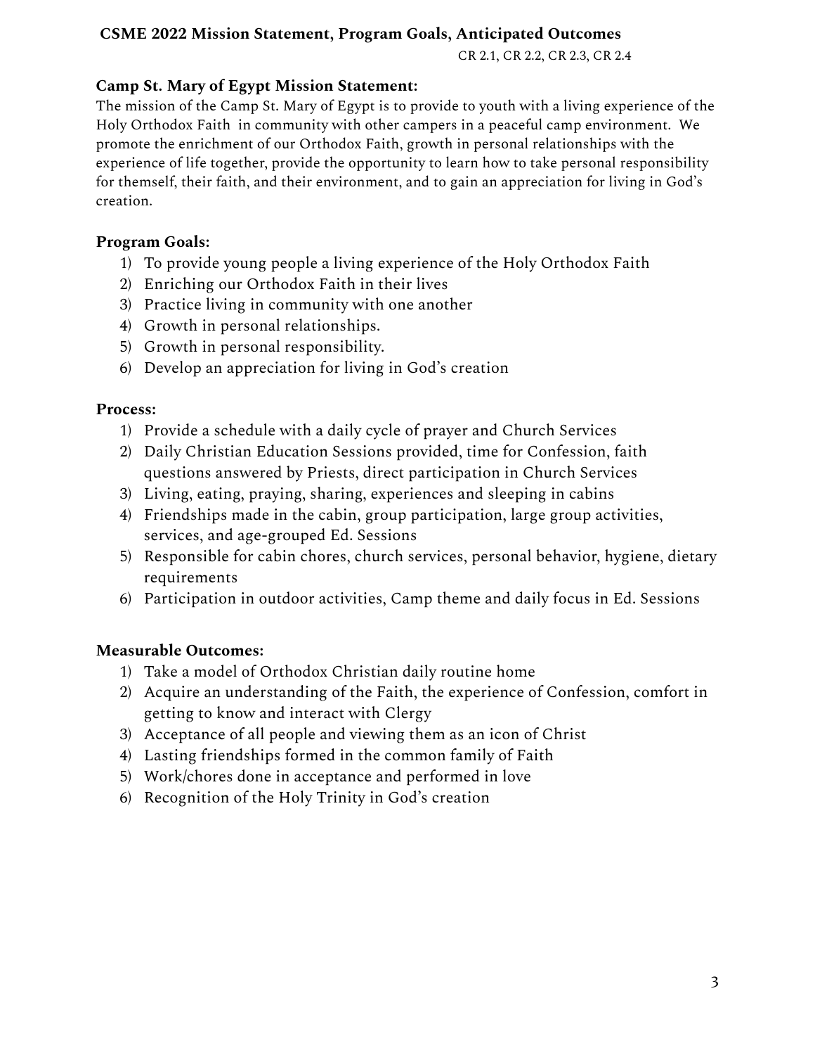## CSME 2022 Mission Statement, Program Goals, Anticipated Outcomes

CR 2.1, CR 2.2, CR 2.3, CR 2.4

**Camp St. Mary of Egypt Mission Statement:**

The mission of the Camp St. Mary of Egypt is to provide to youth with a living experience of the Holy Orthodox Faith in community with other campers in a peaceful camp environment. We promote the enrichment of our Orthodox Faith, growth in personal relationships with the experience of life together, provide the opportunity to learn how to take personal responsibility for themself, their faith, and their environment, and to gain an appreciation for living in God's creation.

**Program Goals:**

1) To provide young people a living experience of the Holy Orthodox Faith
2) Enriching our Orthodox Faith in their lives
3) Practice living in community with one another
4) Growth in personal relationships.
5) Growth in personal responsibility.
6) Develop an appreciation for living in God's creation

**Process:**

1) Provide a schedule with a daily cycle of prayer and Church Services
2) Daily Christian Education Sessions provided, time for Confession, faith questions answered by Priests, direct participation in Church Services
3) Living, eating, praying, sharing, experiences and sleeping in cabins
4) Friendships made in the cabin, group participation, large group activities, services, and age-grouped Ed. Sessions
5) Responsible for cabin chores, church services, personal behavior, hygiene, dietary requirements
6) Participation in outdoor activities, Camp theme and daily focus in Ed. Sessions

**Measurable Outcomes:**

1) Take a model of Orthodox Christian daily routine home
2) Acquire an understanding of the Faith, the experience of Confession, comfort in getting to know and interact with Clergy
3) Acceptance of all people and viewing them as an icon of Christ
4) Lasting friendships formed in the common family of Faith
5) Work/chores done in acceptance and performed in love
6) Recognition of the Holy Trinity in God's creation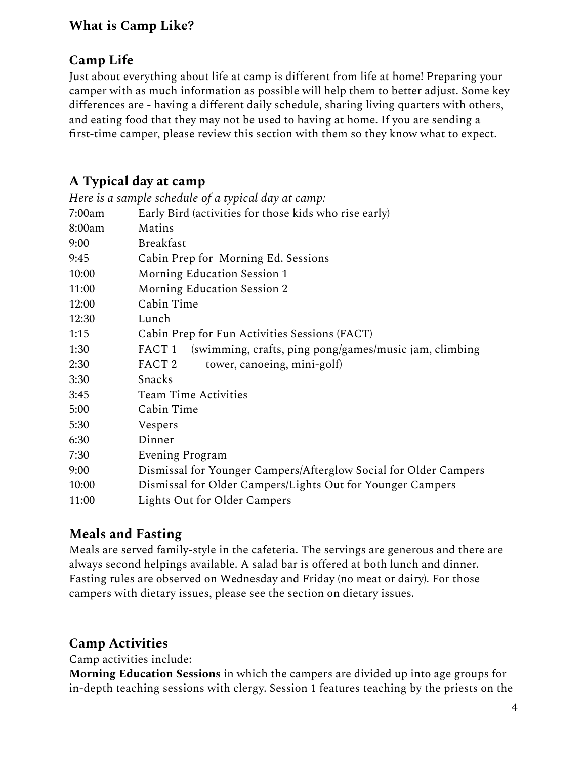## What is Camp Like?

### Camp Life

Just about everything about life at camp is different from life at home! Preparing your camper with as much information as possible will help them to better adjust. Some key differences are - having a different daily schedule, sharing living quarters with others, and eating food that they may not be used to having at home. If you are sending a first-time camper, please review this section with them so they know what to expect.

### A Typical day at camp

*Here is a sample schedule of a typical day at camp:*

| | |
|---|---|
| 7:00am | Early Bird (activities for those kids who rise early) |
| 8:00am | Matins |
| 9:00 | Breakfast |
| 9:45 | Cabin Prep for Morning Ed. Sessions |
| 10:00 | Morning Education Session 1 |
| 11:00 | Morning Education Session 2 |
| 12:00 | Cabin Time |
| 12:30 | Lunch |
| 1:15 | Cabin Prep for Fun Activities Sessions (FACT) |
| 1:30 | FACT 1 (swimming, crafts, ping pong/games/music jam, climbing |
| 2:30 | FACT 2 tower, canoeing, mini-golf) |
| 3:30 | Snacks |
| 3:45 | Team Time Activities |
| 5:00 | Cabin Time |
| 5:30 | Vespers |
| 6:30 | Dinner |
| 7:30 | Evening Program |
| 9:00 | Dismissal for Younger Campers/Afterglow Social for Older Campers |
| 10:00 | Dismissal for Older Campers/Lights Out for Younger Campers |
| 11:00 | Lights Out for Older Campers |

### Meals and Fasting

Meals are served family-style in the cafeteria. The servings are generous and there are always second helpings available. A salad bar is offered at both lunch and dinner. Fasting rules are observed on Wednesday and Friday (no meat or dairy). For those campers with dietary issues, please see the section on dietary issues.

### Camp Activities

Camp activities include:

**Morning Education Sessions** in which the campers are divided up into age groups for in-depth teaching sessions with clergy. Session 1 features teaching by the priests on the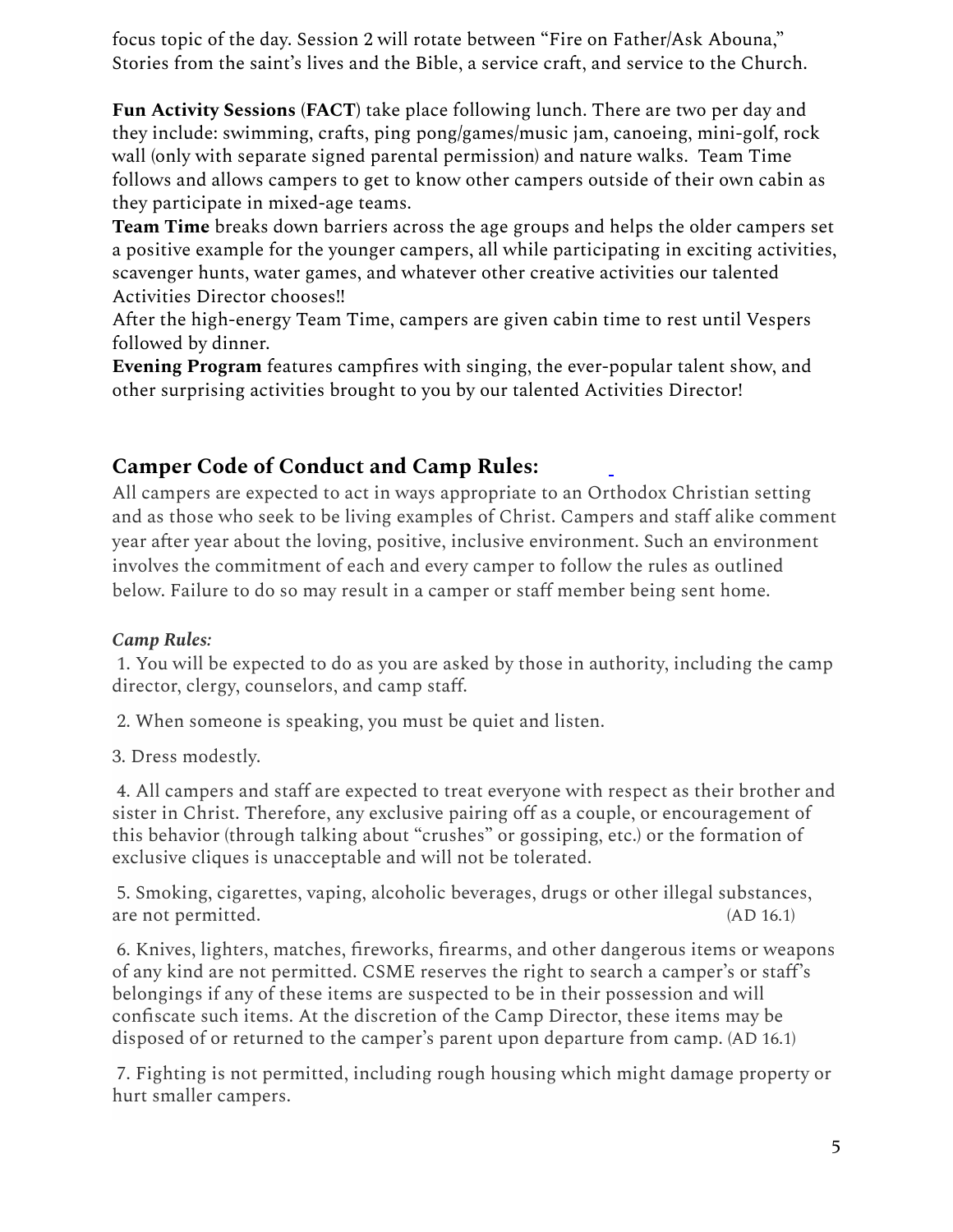focus topic of the day. Session 2 will rotate between “Fire on Father/Ask Abouna,” Stories from the saint’s lives and the Bible, a service craft, and service to the Church.

**Fun Activity Sessions** (**FACT**) take place following lunch. There are two per day and they include: swimming, crafts, ping pong/games/music jam, canoeing, mini-golf, rock wall (only with separate signed parental permission) and nature walks. Team Time follows and allows campers to get to know other campers outside of their own cabin as they participate in mixed-age teams.

**Team Time** breaks down barriers across the age groups and helps the older campers set a positive example for the younger campers, all while participating in exciting activities, scavenger hunts, water games, and whatever other creative activities our talented Activities Director chooses!!

After the high-energy Team Time, campers are given cabin time to rest until Vespers followed by dinner.

**Evening Program** features campfires with singing, the ever-popular talent show, and other surprising activities brought to you by our talented Activities Director!

## Camper Code of Conduct and Camp Rules:

All campers are expected to act in ways appropriate to an Orthodox Christian setting and as those who seek to be living examples of Christ. Campers and staff alike comment year after year about the loving, positive, inclusive environment. Such an environment involves the commitment of each and every camper to follow the rules as outlined below. Failure to do so may result in a camper or staff member being sent home.

***Camp Rules:***

1. You will be expected to do as you are asked by those in authority, including the camp director, clergy, counselors, and camp staff.

2. When someone is speaking, you must be quiet and listen.

3. Dress modestly.

4. All campers and staff are expected to treat everyone with respect as their brother and sister in Christ. Therefore, any exclusive pairing off as a couple, or encouragement of this behavior (through talking about “crushes” or gossiping, etc.) or the formation of exclusive cliques is unacceptable and will not be tolerated.

5. Smoking, cigarettes, vaping, alcoholic beverages, drugs or other illegal substances, are not permitted. (AD 16.1)

6. Knives, lighters, matches, fireworks, firearms, and other dangerous items or weapons of any kind are not permitted. CSME reserves the right to search a camper’s or staff’s belongings if any of these items are suspected to be in their possession and will confiscate such items. At the discretion of the Camp Director, these items may be disposed of or returned to the camper’s parent upon departure from camp. (AD 16.1)

7. Fighting is not permitted, including rough housing which might damage property or hurt smaller campers.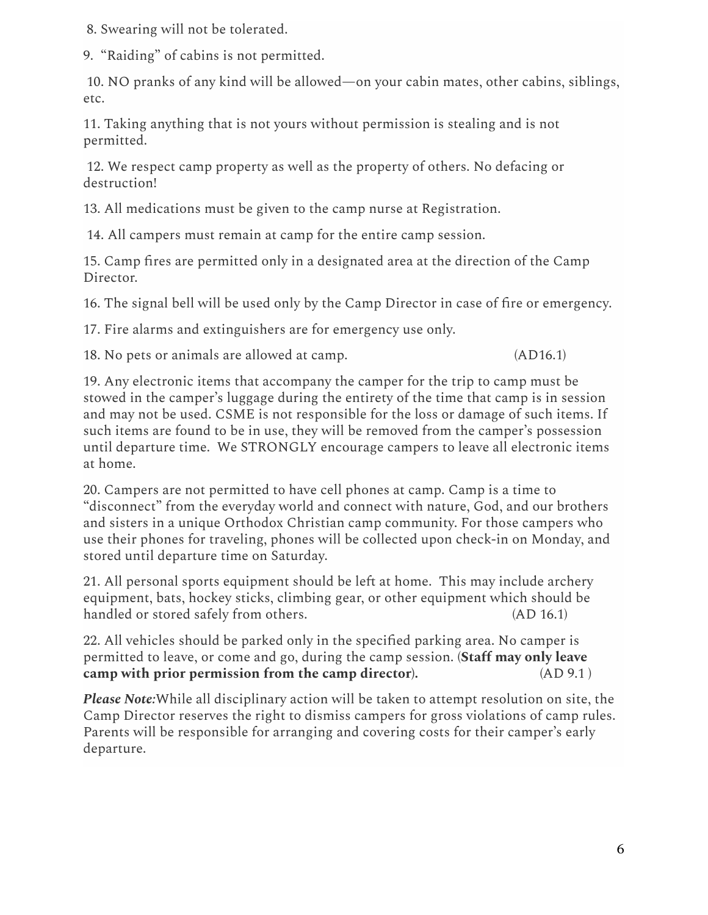8. Swearing will not be tolerated.

9. "Raiding" of cabins is not permitted.

10. NO pranks of any kind will be allowed—on your cabin mates, other cabins, siblings, etc.

11. Taking anything that is not yours without permission is stealing and is not permitted.

12. We respect camp property as well as the property of others. No defacing or destruction!

13. All medications must be given to the camp nurse at Registration.

14. All campers must remain at camp for the entire camp session.

15. Camp fires are permitted only in a designated area at the direction of the Camp Director.

16. The signal bell will be used only by the Camp Director in case of fire or emergency.

17. Fire alarms and extinguishers are for emergency use only.

18. No pets or animals are allowed at camp. (AD16.1)

19. Any electronic items that accompany the camper for the trip to camp must be stowed in the camper's luggage during the entirety of the time that camp is in session and may not be used. CSME is not responsible for the loss or damage of such items. If such items are found to be in use, they will be removed from the camper's possession until departure time. We STRONGLY encourage campers to leave all electronic items at home.

20. Campers are not permitted to have cell phones at camp. Camp is a time to "disconnect" from the everyday world and connect with nature, God, and our brothers and sisters in a unique Orthodox Christian camp community. For those campers who use their phones for traveling, phones will be collected upon check-in on Monday, and stored until departure time on Saturday.

21. All personal sports equipment should be left at home. This may include archery equipment, bats, hockey sticks, climbing gear, or other equipment which should be handled or stored safely from others. (AD 16.1)

22. All vehicles should be parked only in the specified parking area. No camper is permitted to leave, or come and go, during the camp session. (**Staff may only leave camp with prior permission from the camp director**). (AD 9.1 )

***Please Note:*** While all disciplinary action will be taken to attempt resolution on site, the Camp Director reserves the right to dismiss campers for gross violations of camp rules. Parents will be responsible for arranging and covering costs for their camper's early departure.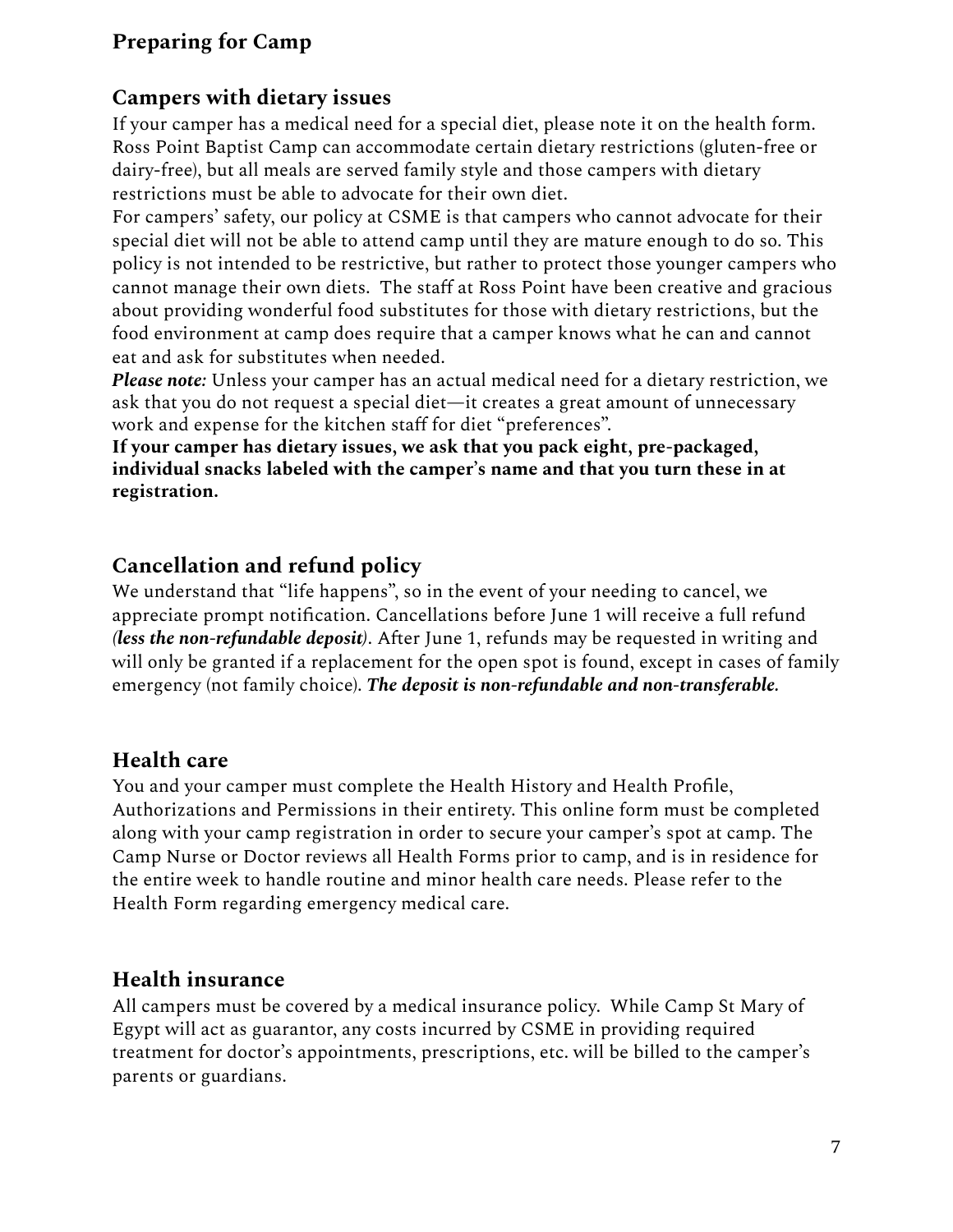## Preparing for Camp

### Campers with dietary issues

If your camper has a medical need for a special diet, please note it on the health form. Ross Point Baptist Camp can accommodate certain dietary restrictions (gluten-free or dairy-free), but all meals are served family style and those campers with dietary restrictions must be able to advocate for their own diet.

For campers' safety, our policy at CSME is that campers who cannot advocate for their special diet will not be able to attend camp until they are mature enough to do so. This policy is not intended to be restrictive, but rather to protect those younger campers who cannot manage their own diets. The staff at Ross Point have been creative and gracious about providing wonderful food substitutes for those with dietary restrictions, but the food environment at camp does require that a camper knows what he can and cannot eat and ask for substitutes when needed.

***Please note:*** Unless your camper has an actual medical need for a dietary restriction, we ask that you do not request a special diet—it creates a great amount of unnecessary work and expense for the kitchen staff for diet "preferences".

**If your camper has dietary issues, we ask that you pack eight, pre-packaged, individual snacks labeled with the camper's name and that you turn these in at registration.**

### Cancellation and refund policy

We understand that "life happens", so in the event of your needing to cancel, we appreciate prompt notification. Cancellations before June 1 will receive a full refund *(**less the non-refundable deposit**)*. After June 1, refunds may be requested in writing and will only be granted if a replacement for the open spot is found, except in cases of family emergency (not family choice). ***The deposit is non-refundable and non-transferable.***

### Health care

You and your camper must complete the Health History and Health Profile, Authorizations and Permissions in their entirety. This online form must be completed along with your camp registration in order to secure your camper's spot at camp. The Camp Nurse or Doctor reviews all Health Forms prior to camp, and is in residence for the entire week to handle routine and minor health care needs. Please refer to the Health Form regarding emergency medical care.

### Health insurance

All campers must be covered by a medical insurance policy. While Camp St Mary of Egypt will act as guarantor, any costs incurred by CSME in providing required treatment for doctor's appointments, prescriptions, etc. will be billed to the camper's parents or guardians.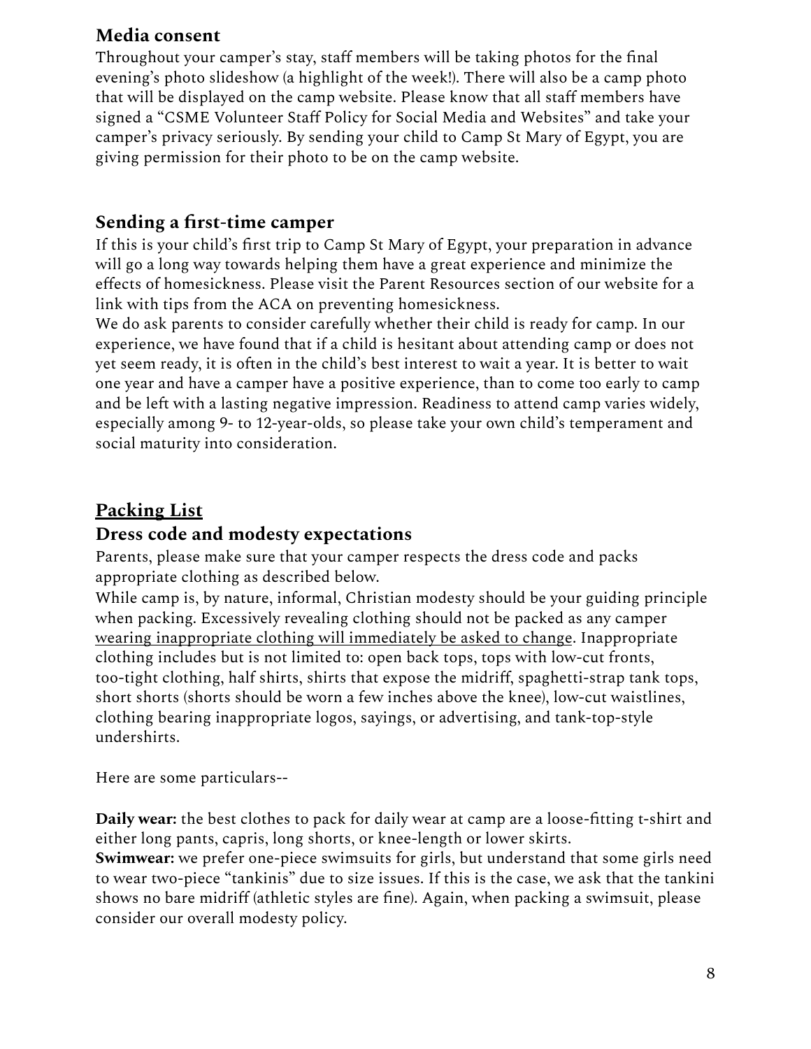## Media consent

Throughout your camper's stay, staff members will be taking photos for the final evening's photo slideshow (a highlight of the week!). There will also be a camp photo that will be displayed on the camp website. Please know that all staff members have signed a "CSME Volunteer Staff Policy for Social Media and Websites" and take your camper's privacy seriously. By sending your child to Camp St Mary of Egypt, you are giving permission for their photo to be on the camp website.

## Sending a first-time camper

If this is your child's first trip to Camp St Mary of Egypt, your preparation in advance will go a long way towards helping them have a great experience and minimize the effects of homesickness. Please visit the Parent Resources section of our website for a link with tips from the ACA on preventing homesickness.

We do ask parents to consider carefully whether their child is ready for camp. In our experience, we have found that if a child is hesitant about attending camp or does not yet seem ready, it is often in the child's best interest to wait a year. It is better to wait one year and have a camper have a positive experience, than to come too early to camp and be left with a lasting negative impression. Readiness to attend camp varies widely, especially among 9- to 12-year-olds, so please take your own child's temperament and social maturity into consideration.

# <u>Packing List</u>

## Dress code and modesty expectations

Parents, please make sure that your camper respects the dress code and packs appropriate clothing as described below.

While camp is, by nature, informal, Christian modesty should be your guiding principle when packing. Excessively revealing clothing should not be packed as any camper <u>wearing inappropriate clothing will immediately be asked to change</u>. Inappropriate clothing includes but is not limited to: open back tops, tops with low-cut fronts, too-tight clothing, half shirts, shirts that expose the midriff, spaghetti-strap tank tops, short shorts (shorts should be worn a few inches above the knee), low-cut waistlines, clothing bearing inappropriate logos, sayings, or advertising, and tank-top-style undershirts.

Here are some particulars--

**Daily wear:** the best clothes to pack for daily wear at camp are a loose-fitting t-shirt and either long pants, capris, long shorts, or knee-length or lower skirts.

**Swimwear:** we prefer one-piece swimsuits for girls, but understand that some girls need to wear two-piece "tankinis" due to size issues. If this is the case, we ask that the tankini shows no bare midriff (athletic styles are fine). Again, when packing a swimsuit, please consider our overall modesty policy.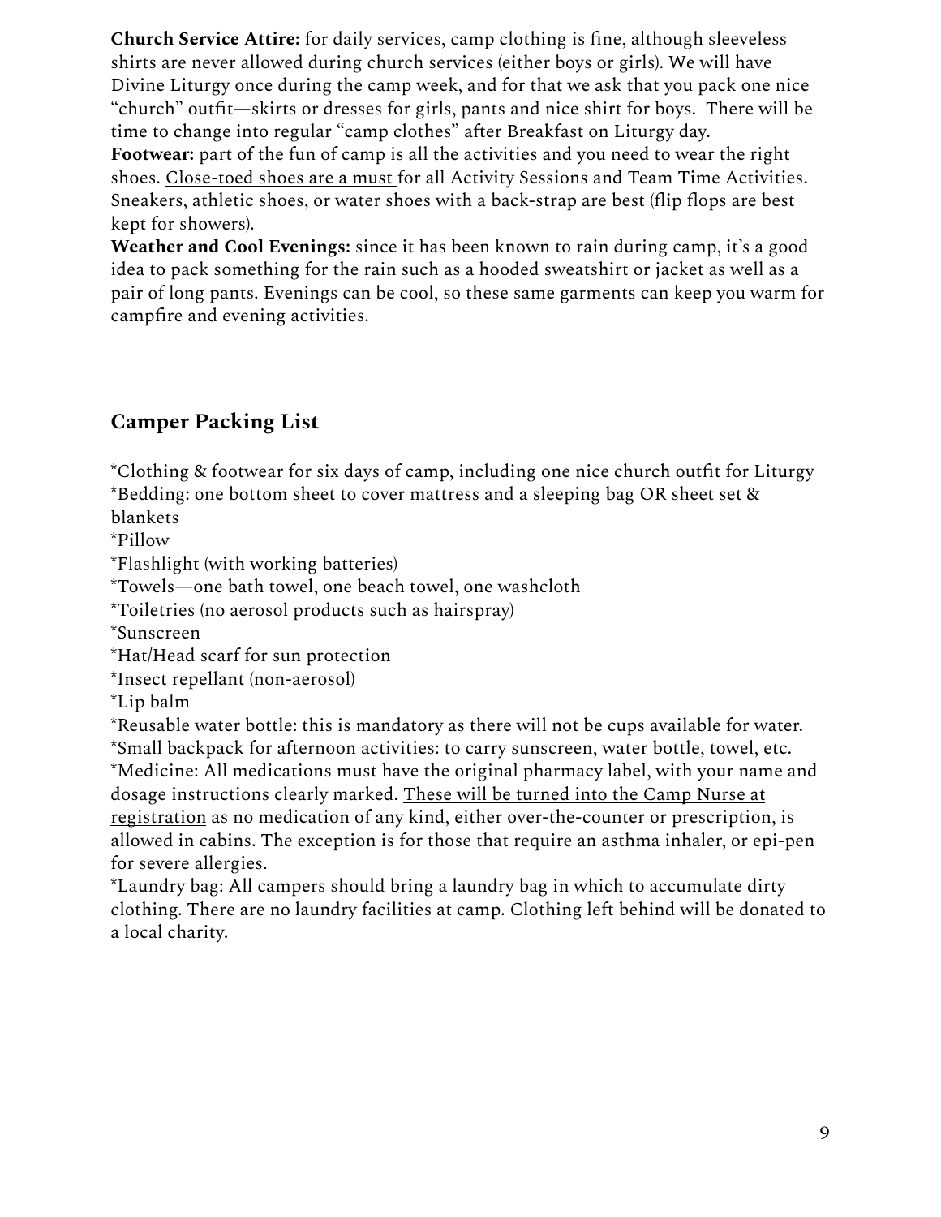**Church Service Attire:** for daily services, camp clothing is fine, although sleeveless shirts are never allowed during church services (either boys or girls). We will have Divine Liturgy once during the camp week, and for that we ask that you pack one nice "church" outfit—skirts or dresses for girls, pants and nice shirt for boys. There will be time to change into regular "camp clothes" after Breakfast on Liturgy day.

**Footwear:** part of the fun of camp is all the activities and you need to wear the right shoes. Close-toed shoes are a must for all Activity Sessions and Team Time Activities. Sneakers, athletic shoes, or water shoes with a back-strap are best (flip flops are best kept for showers).

**Weather and Cool Evenings:** since it has been known to rain during camp, it's a good idea to pack something for the rain such as a hooded sweatshirt or jacket as well as a pair of long pants. Evenings can be cool, so these same garments can keep you warm for campfire and evening activities.

## Camper Packing List

*Clothing & footwear for six days of camp, including one nice church outfit for Liturgy
*Bedding: one bottom sheet to cover mattress and a sleeping bag OR sheet set & blankets
*Pillow
*Flashlight (with working batteries)
*Towels—one bath towel, one beach towel, one washcloth
*Toiletries (no aerosol products such as hairspray)
*Sunscreen
*Hat/Head scarf for sun protection
*Insect repellant (non-aerosol)
*Lip balm
*Reusable water bottle: this is mandatory as there will not be cups available for water.
*Small backpack for afternoon activities: to carry sunscreen, water bottle, towel, etc.
*Medicine: All medications must have the original pharmacy label, with your name and dosage instructions clearly marked. These will be turned into the Camp Nurse at registration as no medication of any kind, either over-the-counter or prescription, is allowed in cabins. The exception is for those that require an asthma inhaler, or epi-pen for severe allergies.
*Laundry bag: All campers should bring a laundry bag in which to accumulate dirty clothing. There are no laundry facilities at camp. Clothing left behind will be donated to a local charity.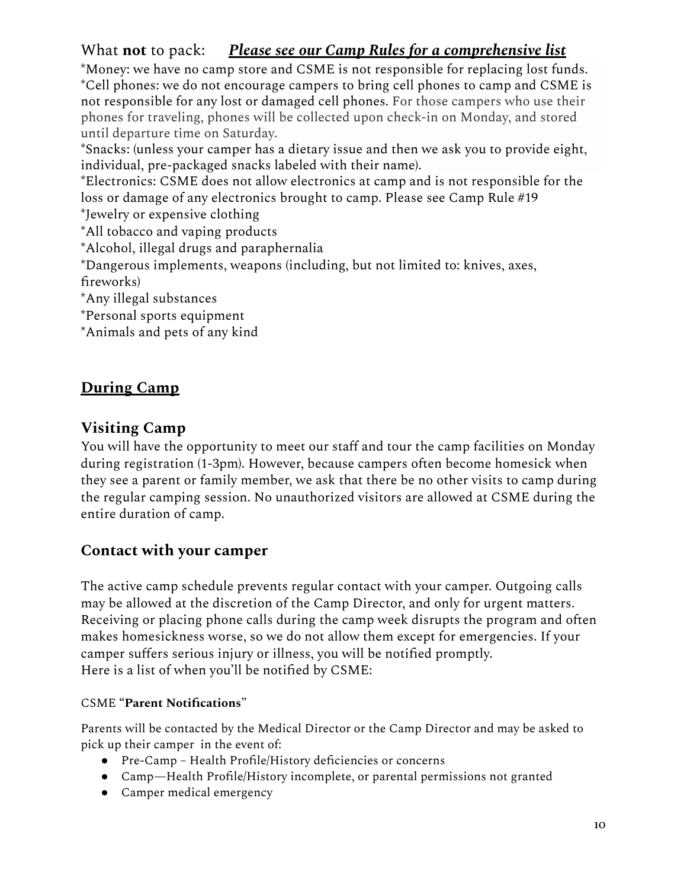What **not** to pack: ***Please see our Camp Rules for a comprehensive list***

*Money: we have no camp store and CSME is not responsible for replacing lost funds.
*Cell phones: we do not encourage campers to bring cell phones to camp and CSME is not responsible for any lost or damaged cell phones. For those campers who use their phones for traveling, phones will be collected upon check-in on Monday, and stored until departure time on Saturday.
*Snacks: (unless your camper has a dietary issue and then we ask you to provide eight, individual, pre-packaged snacks labeled with their name).
*Electronics: CSME does not allow electronics at camp and is not responsible for the loss or damage of any electronics brought to camp. Please see Camp Rule #19
*Jewelry or expensive clothing
*All tobacco and vaping products
*Alcohol, illegal drugs and paraphernalia
*Dangerous implements, weapons (including, but not limited to: knives, axes, fireworks)
*Any illegal substances
*Personal sports equipment
*Animals and pets of any kind

## During Camp

### Visiting Camp

You will have the opportunity to meet our staff and tour the camp facilities on Monday during registration (1-3pm). However, because campers often become homesick when they see a parent or family member, we ask that there be no other visits to camp during the regular camping session. No unauthorized visitors are allowed at CSME during the entire duration of camp.

### Contact with your camper

The active camp schedule prevents regular contact with your camper. Outgoing calls may be allowed at the discretion of the Camp Director, and only for urgent matters. Receiving or placing phone calls during the camp week disrupts the program and often makes homesickness worse, so we do not allow them except for emergencies. If your camper suffers serious injury or illness, you will be notified promptly.
Here is a list of when you'll be notified by CSME:

CSME "**Parent Notifications**"

Parents will be contacted by the Medical Director or the Camp Director and may be asked to pick up their camper in the event of:

- Pre-Camp – Health Profile/History deficiencies or concerns
- Camp—Health Profile/History incomplete, or parental permissions not granted
- Camper medical emergency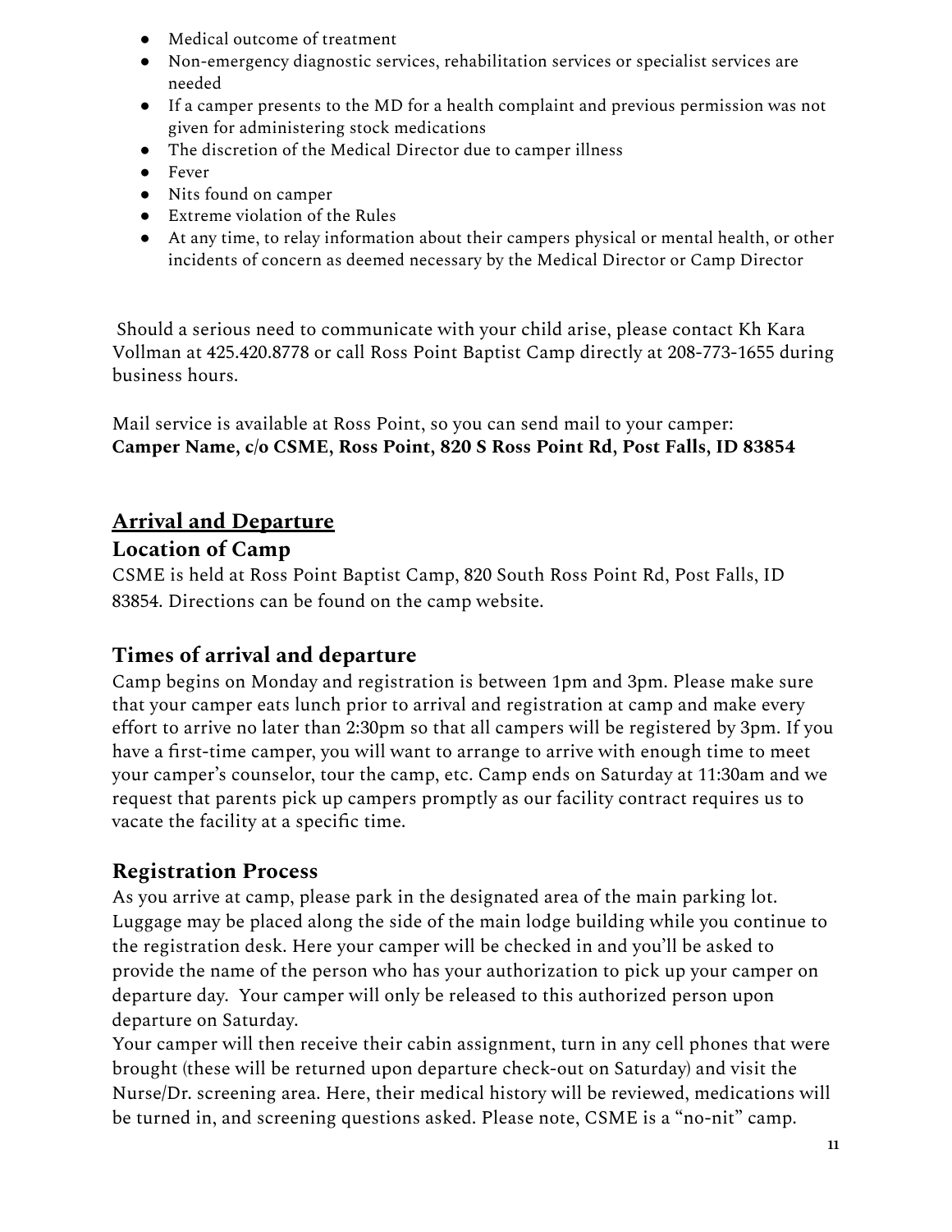- Medical outcome of treatment
- Non-emergency diagnostic services, rehabilitation services or specialist services are needed
- If a camper presents to the MD for a health complaint and previous permission was not given for administering stock medications
- The discretion of the Medical Director due to camper illness
- Fever
- Nits found on camper
- Extreme violation of the Rules
- At any time, to relay information about their campers physical or mental health, or other incidents of concern as deemed necessary by the Medical Director or Camp Director

Should a serious need to communicate with your child arise, please contact Kh Kara Vollman at 425.420.8778 or call Ross Point Baptist Camp directly at 208-773-1655 during business hours.

Mail service is available at Ross Point, so you can send mail to your camper:
**Camper Name, c/o CSME, Ross Point, 820 S Ross Point Rd, Post Falls, ID 83854**

## Arrival and Departure

### Location of Camp

CSME is held at Ross Point Baptist Camp, 820 South Ross Point Rd, Post Falls, ID 83854. Directions can be found on the camp website.

### Times of arrival and departure

Camp begins on Monday and registration is between 1pm and 3pm. Please make sure that your camper eats lunch prior to arrival and registration at camp and make every effort to arrive no later than 2:30pm so that all campers will be registered by 3pm. If you have a first-time camper, you will want to arrange to arrive with enough time to meet your camper's counselor, tour the camp, etc. Camp ends on Saturday at 11:30am and we request that parents pick up campers promptly as our facility contract requires us to vacate the facility at a specific time.

### Registration Process

As you arrive at camp, please park in the designated area of the main parking lot. Luggage may be placed along the side of the main lodge building while you continue to the registration desk. Here your camper will be checked in and you'll be asked to provide the name of the person who has your authorization to pick up your camper on departure day. Your camper will only be released to this authorized person upon departure on Saturday.
Your camper will then receive their cabin assignment, turn in any cell phones that were brought (these will be returned upon departure check-out on Saturday) and visit the Nurse/Dr. screening area. Here, their medical history will be reviewed, medications will be turned in, and screening questions asked. Please note, CSME is a "no-nit" camp.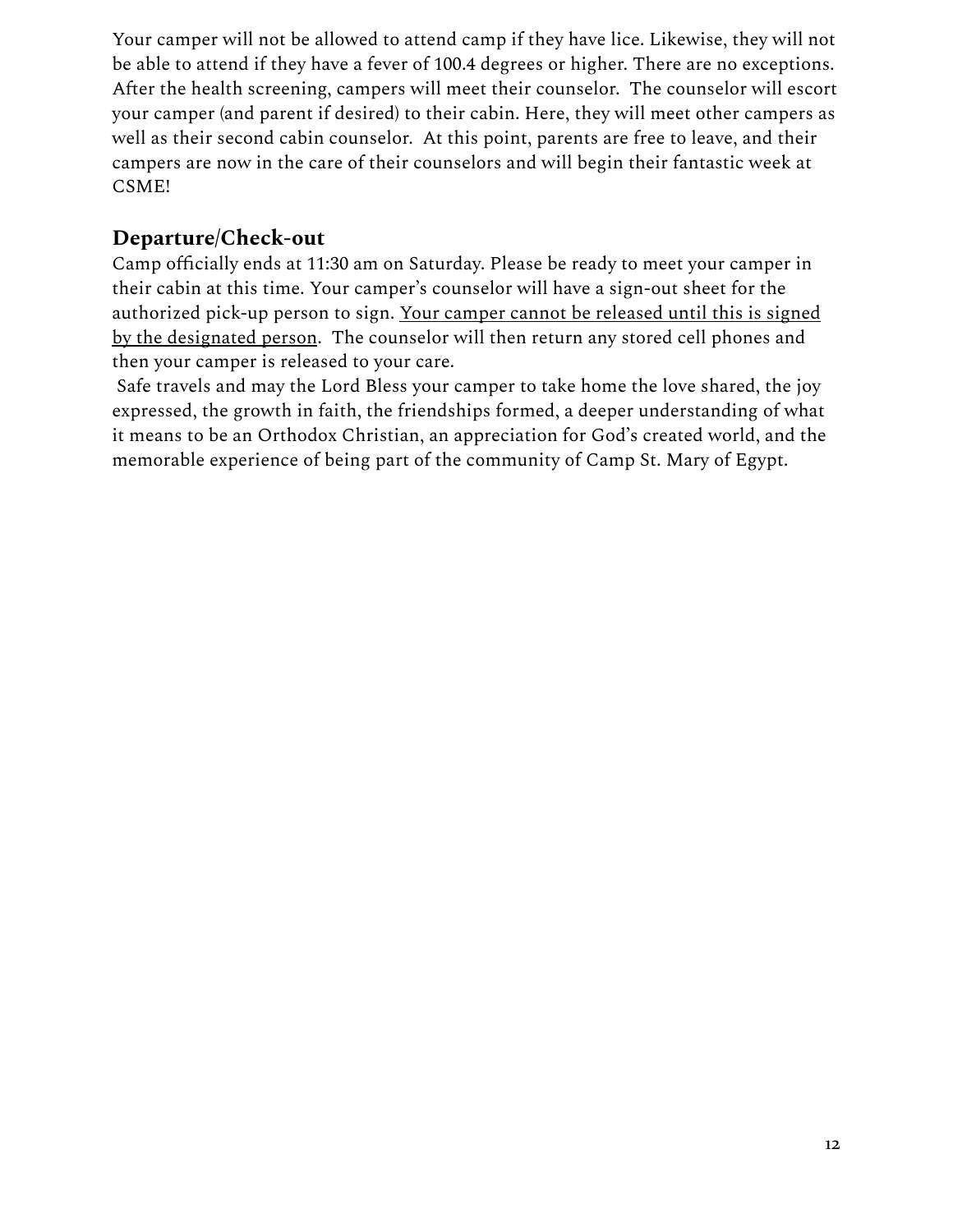Your camper will not be allowed to attend camp if they have lice. Likewise, they will not be able to attend if they have a fever of 100.4 degrees or higher. There are no exceptions. After the health screening, campers will meet their counselor. The counselor will escort your camper (and parent if desired) to their cabin. Here, they will meet other campers as well as their second cabin counselor. At this point, parents are free to leave, and their campers are now in the care of their counselors and will begin their fantastic week at CSME!

## Departure/Check-out

Camp officially ends at 11:30 am on Saturday. Please be ready to meet your camper in their cabin at this time. Your camper's counselor will have a sign-out sheet for the authorized pick-up person to sign. <u>Your camper cannot be released until this is signed by the designated person</u>. The counselor will then return any stored cell phones and then your camper is released to your care.

Safe travels and may the Lord Bless your camper to take home the love shared, the joy expressed, the growth in faith, the friendships formed, a deeper understanding of what it means to be an Orthodox Christian, an appreciation for God's created world, and the memorable experience of being part of the community of Camp St. Mary of Egypt.